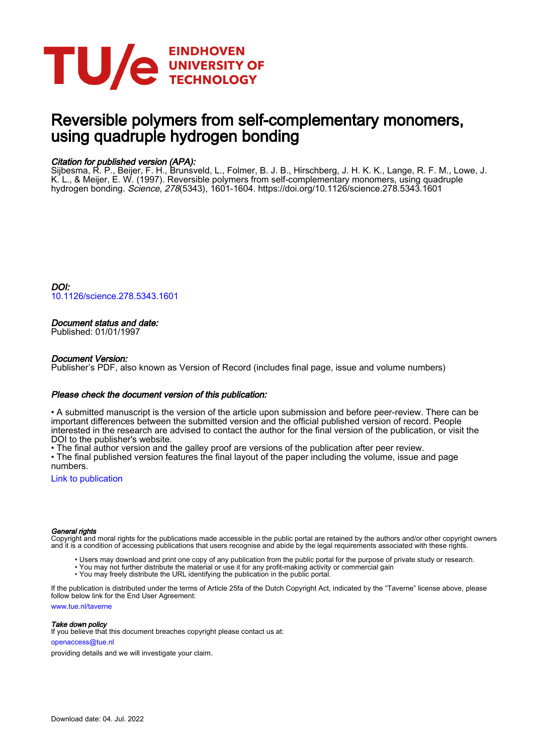# Reversible polymers from self-complementary monomers, using quadruple hydrogen bonding

*Citation for published version (APA):*
Sijbesma, R. P., Beijer, F. H., Brunsveld, L., Folmer, B. J. B., Hirschberg, J. H. K. K., Lange, R. F. M., Lowe, J. K. L., & Meijer, E. W. (1997). Reversible polymers from self-complementary monomers, using quadruple hydrogen bonding. *Science*, *278*(5343), 1601-1604. https://doi.org/10.1126/science.278.5343.1601

*DOI:*
10.1126/science.278.5343.1601

*Document status and date:*
Published: 01/01/1997

*Document Version:*
Publisher's PDF, also known as Version of Record (includes final page, issue and volume numbers)

*Please check the document version of this publication:*

• A submitted manuscript is the version of the article upon submission and before peer-review. There can be important differences between the submitted version and the official published version of record. People interested in the research are advised to contact the author for the final version of the publication, or visit the DOI to the publisher's website.
• The final author version and the galley proof are versions of the publication after peer review.
• The final published version features the final layout of the paper including the volume, issue and page numbers.

Link to publication

*General rights*
Copyright and moral rights for the publications made accessible in the public portal are retained by the authors and/or other copyright owners and it is a condition of accessing publications that users recognise and abide by the legal requirements associated with these rights.

- Users may download and print one copy of any publication from the public portal for the purpose of private study or research.
- You may not further distribute the material or use it for any profit-making activity or commercial gain
- You may freely distribute the URL identifying the publication in the public portal.

If the publication is distributed under the terms of Article 25fa of the Dutch Copyright Act, indicated by the "Taverne" license above, please follow below link for the End User Agreement:
www.tue.nl/taverne

*Take down policy*
If you believe that this document breaches copyright please contact us at:
openaccess@tue.nl
providing details and we will investigate your claim.

Download date: 04. Jul. 2022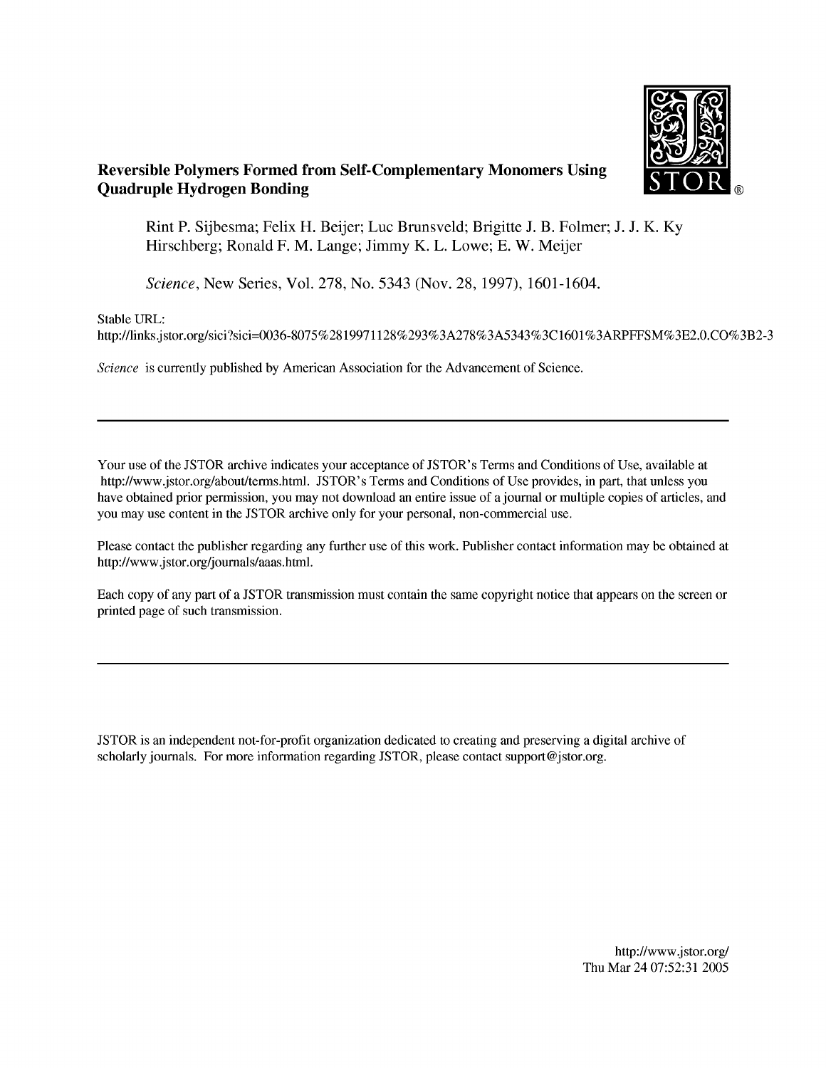**Reversible Polymers Formed from Self-Complementary Monomers Using Quadruple Hydrogen Bonding**

Rint P. Sijbesma; Felix H. Beijer; Luc Brunsveld; Brigitte J. B. Folmer; J. J. K. Ky Hirschberg; Ronald F. M. Lange; Jimmy K. L. Lowe; E. W. Meijer

*Science*, New Series, Vol. 278, No. 5343 (Nov. 28, 1997), 1601-1604.

Stable URL:
http://links.jstor.org/sici?sici=0036-8075%2819971128%293%3A278%3A5343%3C1601%3ARPFFSM%3E2.0.CO%3B2-3

*Science* is currently published by American Association for the Advancement of Science.

---

Your use of the JSTOR archive indicates your acceptance of JSTOR's Terms and Conditions of Use, available at http://www.jstor.org/about/terms.html. JSTOR's Terms and Conditions of Use provides, in part, that unless you have obtained prior permission, you may not download an entire issue of a journal or multiple copies of articles, and you may use content in the JSTOR archive only for your personal, non-commercial use.

Please contact the publisher regarding any further use of this work. Publisher contact information may be obtained at http://www.jstor.org/journals/aaas.html.

Each copy of any part of a JSTOR transmission must contain the same copyright notice that appears on the screen or printed page of such transmission.

---

JSTOR is an independent not-for-profit organization dedicated to creating and preserving a digital archive of scholarly journals. For more information regarding JSTOR, please contact support@jstor.org.

http://www.jstor.org/
Thu Mar 24 07:52:31 2005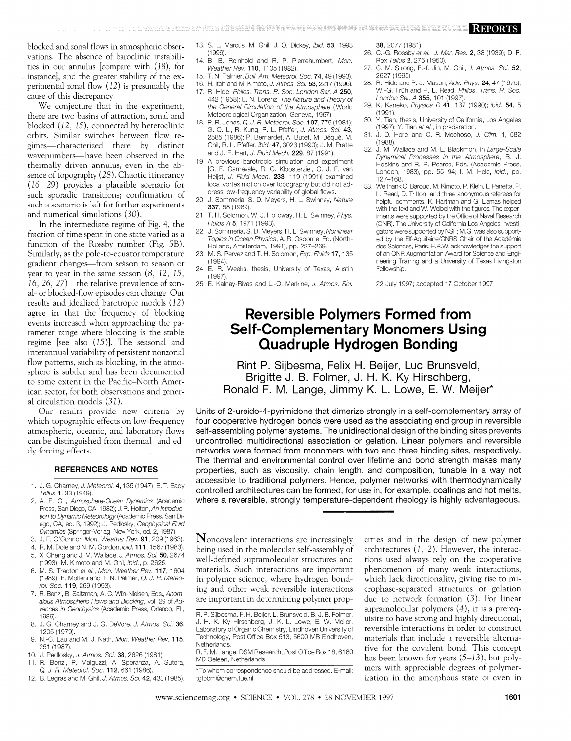blocked and zonal flows in atmospheric observations. The absence of baroclinic instabilities in our annulus [compare with (18), for instance], and the greater stability of the experimental zonal flow (12) is presumably the cause of this discrepancy.

We conjecture that in the experiment, there are two basins of attraction, zonal and blocked (12, 15), connected by heteroclinic orbits. Similar switches between flow regimes—characterized there by distinct wavenumbers—have been observed in the thermally driven annulus, even in the absence of topography (28). Chaotic itinerancy (16, 29) provides a plausible scenario for such sporadic transitions; confirmation of such a scenario is left for further experiments and numerical simulations (30).

In the intermediate regime of Fig. 4, the fraction of time spent in one state varied as a function of the Rossby number (Fig. 5B). Similarly, as the pole-to-equator temperature gradient changes—from season to season or year to year in the same season (8, 12, 15, 16, 26, 27)—the relative prevalence of zonal- or blocked-flow episodes can change. Our results and idealized barotropic models (12) agree in that the frequency of blocking events increased when approaching the parameter range where blocking is the stable regime [see also (15)]. The seasonal and interannual variability of persistent nonzonal flow patterns, such as blocking, in the atmosphere is subtler and has been documented to some extent in the Pacific–North American sector, for both observations and general circulation models (31).

Our results provide new criteria by which topographic effects on low-frequency atmospheric, oceanic, and laboratory flows can be distinguished from thermal- and eddy-forcing effects.

## REFERENCES AND NOTES

1. J. G. Charney, *J. Meteorol.* **4**, 135 (1947); E. T. Eady *Tellus* **1**, 33 (1949).
2. A. E. Gill, *Atmosphere-Ocean Dynamics* (Academic Press, San Diego, CA, 1982); J. R. Holton, *An Introduction to Dynamic Meteorology* (Academic Press, San Diego, CA, ed. 3, 1992); J. Pedlosky, *Geophysical Fluid Dynamics* (Springer-Verlag, New York, ed. 2, 1987).
3. J. F. O'Connor, *Mon. Weather Rev.* **91**, 209 (1963).
4. R. M. Dole and N. M. Gordon, *ibid.* **111**, 1567 (1983).
5. X. Cheng and J. M. Wallace, *J. Atmos. Sci.* **50**, 2674 (1993); M. Kimoto and M. Ghil, *ibid.*, p. 2625.
6. M. S. Tracton *et al.*, *Mon. Weather Rev.* **117**, 1604 (1989); F. Molteni and T. N. Palmer, *Q. J. R. Meteorol. Soc.* **119**, 269 (1993).
7. R. Benzi, B. Saltzman, A. C. Wiin-Nielsen, Eds., *Anomalous Atmospheric Flows and Blocking*, vol. 29 of *Advances in Geophysics* (Academic Press, Orlando, FL, 1986).
8. J. G. Charney and J. G. DeVore, *J. Atmos. Sci.* **36**, 1205 (1979).
9. N.-C. Lau and M. J. Nath, *Mon. Weather Rev.* **115**, 251 (1987).
10. J. Pedlosky, *J. Atmos. Sci.* **38**, 2626 (1981).
11. R. Benzi, P. Malguzzi, A. Speranza, A. Sutera, *Q. J. R. Meteorol. Soc.* **112**, 661 (1986).
12. B. Legras and M. Ghil, *J. Atmos. Sci.* **42**, 433 (1985).
13. S. L. Marcus, M. Ghil, J. O. Dickey, *ibid.* **53**, 1993 (1996).
14. B. B. Reinhold and R. P. Pierrehumbert, *Mon. Weather Rev.* **110**, 1105 (1982).
15. T. N. Palmer, *Bull. Am. Meteorol. Soc.* **74**, 49 (1993).
16. H. Itoh and M. Kimoto, *J. Atmos. Sci.* **53**, 2217 (1996).
17. R. Hide, *Philos. Trans. R. Soc. London Ser. A* **250**, 442 (1958); E. N. Lorenz, *The Nature and Theory of the General Circulation of the Atmosphere* (World Meteorological Organization, Geneva, 1967).
18. P. R. Jonas, *Q. J. R. Meteorol. Soc.* **107**, 775 (1981); G. Q. Li, R. Kung, R. L. Pfeffer, *J. Atmos. Sci.* **43**, 2585 (1986); P. Bernardet, A. Butet, M. Déqué, M. Ghil, R. L. Pfeffer, *ibid.* **47**, 3023 (1990); J. M. Pratte and J. E. Hart, *J. Fluid Mech.* **229**, 87 (1991).
19. A previous barotropic simulation and experiment [G. F. Carnevale, R. C. Kloosterziel, G. J. F. van Heijst, *J. Fluid Mech.* **233**, 119 (1991)] examined local vortex motion over topography but did not address low-frequency variability of global flows.
20. J. Sommeria, S. D. Meyers, H. L. Swinney, *Nature* **337**, 58 (1989).
21. T. H. Solomon, W. J. Holloway, H. L. Swinney, *Phys. Fluids A* **5**, 1971 (1993).
22. J. Sommeria, S. D. Meyers, H. L. Swinney, *Nonlinear Topics in Ocean Physics*, A. R. Osborne, Ed. (North-Holland, Amsterdam, 1991), pp. 227–269.
23. M. S. Pervez and T. H. Solomon, *Exp. Fluids* **17**, 135 (1994).
24. E. R. Weeks, thesis, University of Texas, Austin (1997).
25. E. Kalnay-Rivas and L.-O. Merkine, *J. Atmos. Sci.* **38**, 2077 (1981).
26. C.-G. Rossby *et al.*, *J. Mar. Res.* **2**, 38 (1939); D. F. Rex *Tellus* **2**, 275 (1950).
27. C. M. Strong, F.-f. Jin, M. Ghil, *J. Atmos. Sci.* **52**, 2627 (1995).
28. R. Hide and P. J. Mason, *Adv. Phys.* **24**, 47 (1975); W.-G. Früh and P. L. Read, *Philos. Trans. R. Soc. London Ser. A* **355**, 101 (1997).
29. K. Kaneko, *Physica D* **41**, 137 (1990); *ibid.* **54**, 5 (1991).
30. Y. Tian, thesis, University of California, Los Angeles (1997); Y. Tian *et al.*, in preparation.
31. J. D. Horel and C. R. Mechoso, *J. Clim.* **1**, 582 (1988).
32. J. M. Wallace and M. L. Blackmon, in *Large-Scale Dynamical Processes in the Atmosphere*, B. J. Hoskins and R. P. Pearce, Eds. (Academic Press, London, 1983), pp. 55–94; I. M. Held, *ibid.*, pp. 127–168.
33. We thank C. Baroud, M. Kimoto, P. Klein, L. Panetta, P. L. Read, D. Tritton, and three anonymous referees for helpful comments. K. Hartman and G. Llamas helped with the text and W. Weibel with the figures. The experiments were supported by the Office of Naval Research (ONR). The University of California Los Angeles investigators were supported by NSF; M.G. was also supported by the Elf-Aquitaine/CNRS Chair of the Académie des Sciences, Paris. E.R.W. acknowledges the support of an ONR Augmentation Award for Science and Engineering Training and a University of Texas Livingston Fellowship.

22 July 1997; accepted 17 October 1997

# Reversible Polymers Formed from Self-Complementary Monomers Using Quadruple Hydrogen Bonding

Rint P. Sijbesma, Felix H. Beijer, Luc Brunsveld, Brigitte J. B. Folmer, J. H. K. Ky Hirschberg, Ronald F. M. Lange, Jimmy K. L. Lowe, E. W. Meijer*

**Units of 2-ureido-4-pyrimidone that dimerize strongly in a self-complementary array of four cooperative hydrogen bonds were used as the associating end group in reversible self-assembling polymer systems. The unidirectional design of the binding sites prevents uncontrolled multidirectional association or gelation. Linear polymers and reversible networks were formed from monomers with two and three binding sites, respectively. The thermal and environmental control over lifetime and bond strength makes many properties, such as viscosity, chain length, and composition, tunable in a way not accessible to traditional polymers. Hence, polymer networks with thermodynamically controlled architectures can be formed, for use in, for example, coatings and hot melts, where a reversible, strongly temperature-dependent rheology is highly advantageous.**

Noncovalent interactions are increasingly being used in the molecular self-assembly of well-defined supramolecular structures and materials. Such interactions are important in polymer science, where hydrogen bonding and other weak reversible interactions are important in determining polymer properties and in the design of new polymer architectures (1, 2). However, the interactions used always rely on the cooperative phenomenon of many weak interactions, which lack directionality, giving rise to microphase-separated structures or gelation due to network formation (3). For linear supramolecular polymers (4), it is a prerequisite to have strong and highly directional, reversible interactions in order to construct materials that include a reversible alternative for the covalent bond. This concept has been known for years (5–13), but polymers with appreciable degrees of polymerization in the amorphous state or even in

R. P. Sijbesma, F. H. Beijer, L. Brunsveld, B. J. B. Folmer, J. H. K. Ky Hirschberg, J. K. L. Lowe, E. W. Meijer, Laboratory of Organic Chemistry, Eindhoven University of Technology, Post Office Box 513, 5600 MB Eindhoven, Netherlands.
R. F. M. Lange, DSM Research, Post Office Box 18, 6160 MD Geleen, Netherlands.

*To whom correspondence should be addressed. E-mail: tgtobm@chem.tue.nl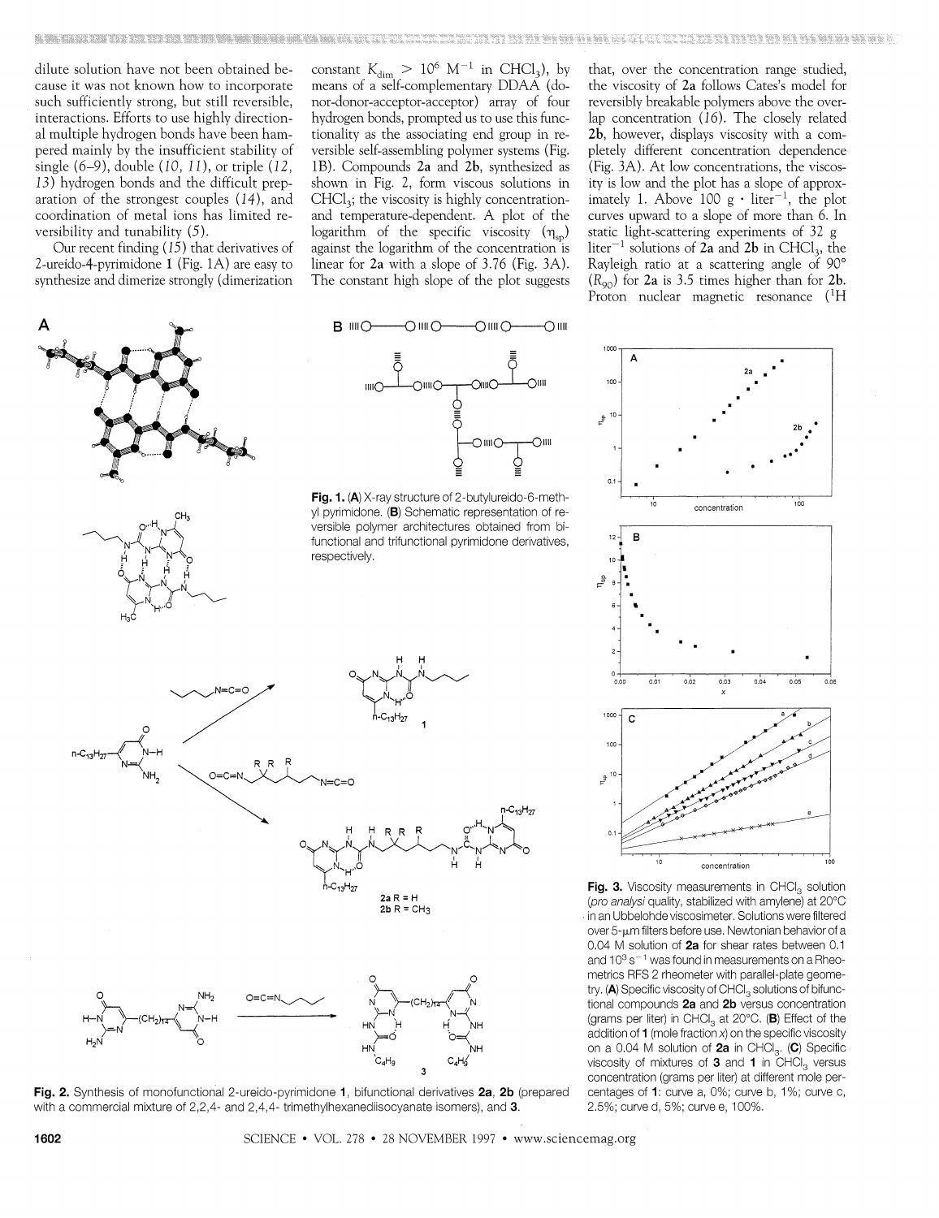dilute solution have not been obtained because it was not known how to incorporate such sufficiently strong, but still reversible, interactions. Efforts to use highly directional multiple hydrogen bonds have been hampered mainly by the insufficient stability of single (6–9), double (10, 11), or triple (12, 13) hydrogen bonds and the difficult preparation of the strongest couples (14), and coordination of metal ions has limited reversibility and tunability (5).

Our recent finding (15) that derivatives of 2-ureido-4-pyrimidone **1** (Fig. 1A) are easy to synthesize and dimerize strongly (dimerization constant $K_{dim} > 10^6$ $M^{-1}$ in $CHCl_3$), by means of a self-complementary DDAA (donor-donor-acceptor-acceptor) array of four hydrogen bonds, prompted us to use this functionality as the associating end group in reversible self-assembling polymer systems (Fig. 1B). Compounds **2a** and **2b**, synthesized as shown in Fig. 2, form viscous solutions in $CHCl_3$; the viscosity is highly concentration- and temperature-dependent. A plot of the logarithm of the specific viscosity ($\eta_{sp}$) against the logarithm of the concentration is linear for **2a** with a slope of 3.76 (Fig. 3A). The constant high slope of the plot suggests that, over the concentration range studied, the viscosity of **2a** follows Cates's model for reversibly breakable polymers above the overlap concentration (16). The closely related **2b**, however, displays viscosity with a completely different concentration dependence (Fig. 3A). At low concentrations, the viscosity is low and the plot has a slope of approximately 1. Above 100 g · liter$^{-1}$, the plot curves upward to a slope of more than 6. In static light-scattering experiments of 32 g liter$^{-1}$ solutions of **2a** and **2b** in $CHCl_3$, the Rayleigh ratio at a scattering angle of 90° ($R_{90}$) for **2a** is 3.5 times higher than for **2b**. Proton nuclear magnetic resonance ($^1H$

**Fig. 1.** (**A**) X-ray structure of 2-butylureido-6-methyl pyrimidone. (**B**) Schematic representation of reversible polymer architectures obtained from bifunctional and trifunctional pyrimidone derivatives, respectively.

**Fig. 2.** Synthesis of monofunctional 2-ureido-pyrimidone **1**, bifunctional derivatives **2a**, **2b** (prepared with a commercial mixture of 2,2,4- and 2,4,4- trimethylhexanediisocyanate isomers), and **3**.

**Fig. 3.** Viscosity measurements in $CHCl_3$ solution (*pro analysi* quality, stabilized with amylene) at 20°C in an Ubbelohde viscosimeter. Solutions were filtered over 5-μm filters before use. Newtonian behavior of a 0.04 M solution of **2a** for shear rates between 0.1 and $10^3$ $s^{-1}$ was found in measurements on a Rheometrics RFS 2 rheometer with parallel-plate geometry. (**A**) Specific viscosity of $CHCl_3$ solutions of bifunctional compounds **2a** and **2b** versus concentration (grams per liter) in $CHCl_3$ at 20°C. (**B**) Effect of the addition of **1** (mole fraction *x*) on the specific viscosity on a 0.04 M solution of **2a** in $CHCl_3$. (**C**) Specific viscosity of mixtures of **3** and **1** in $CHCl_3$ versus concentration (grams per liter) at different mole percentages of **1**: curve a, 0%; curve b, 1%; curve c, 2.5%; curve d, 5%; curve e, 100%.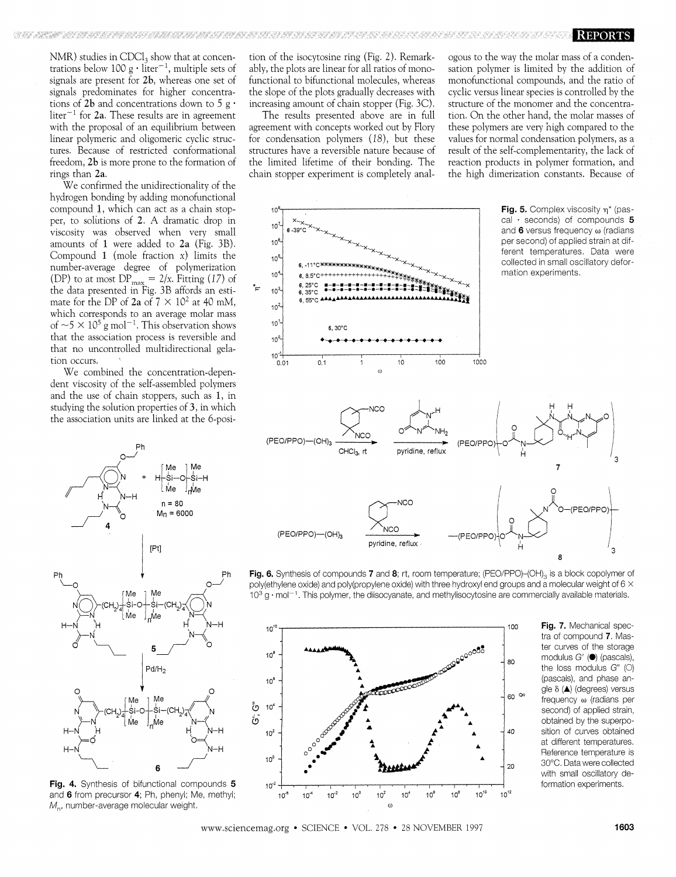NMR) studies in $CDCl_3$ show that at concentrations below 100 g · liter$^{-1}$, multiple sets of signals are present for **2b**, whereas one set of signals predominates for higher concentrations of **2b** and concentrations down to 5 g · liter$^{-1}$ for **2a**. These results are in agreement with the proposal of an equilibrium between linear polymeric and oligomeric cyclic structures. Because of restricted conformational freedom, **2b** is more prone to the formation of rings than **2a**.

We confirmed the unidirectionality of the hydrogen bonding by adding monofunctional compound **1**, which can act as a chain stopper, to solutions of **2**. A dramatic drop in viscosity was observed when very small amounts of **1** were added to **2a** (Fig. 3B). Compound **1** (mole fraction $x$) limits the number-average degree of polymerization (DP) to at most $DP_{max} = 2/x$. Fitting (*17*) of the data presented in Fig. 3B affords an estimate for the DP of **2a** of $7 \times 10^2$ at 40 mM, which corresponds to an average molar mass of $\sim 5 \times 10^5$ g mol$^{-1}$. This observation shows that the association process is reversible and that no uncontrolled multidirectional gelation occurs.

We combined the concentration-dependent viscosity of the self-assembled polymers and the use of chain stoppers, such as **1**, in studying the solution properties of **3**, in which the association units are linked at the 6-position of the isocytosine ring (Fig. 2). Remarkably, the plots are linear for all ratios of monofunctional to bifunctional molecules, whereas the slope of the plots gradually decreases with increasing amount of chain stopper (Fig. 3C).

The results presented above are in full agreement with concepts worked out by Flory for condensation polymers (*18*), but these structures have a reversible nature because of the limited lifetime of their bonding. The chain stopper experiment is completely analogous to the way the molar mass of a condensation polymer is limited by the addition of monofunctional compounds, and the ratio of cyclic versus linear species is controlled by the structure of the monomer and the concentration. On the other hand, the molar masses of these polymers are very high compared to the values for normal condensation polymers, as a result of the self-complementarity, the lack of reaction products in polymer formation, and the high dimerization constants. Because of

**Fig. 4.** Synthesis of bifunctional compounds **5** and **6** from precursor **4**; Ph, phenyl; Me, methyl; $M_n$, number-average molecular weight.

**Fig. 5.** Complex viscosity $\eta^*$ (pascal · seconds) of compounds **5** and **6** versus frequency $\omega$ (radians per second) of applied strain at different temperatures. Data were collected in small oscillatory deformation experiments.

**Fig. 6.** Synthesis of compounds **7** and **8**; rt, room temperature; (PEO/PPO)–$(OH)_3$ is a block copolymer of poly(ethylene oxide) and poly(propylene oxide) with three hydroxyl end groups and a molecular weight of $6 \times 10^3$ g · mol$^{-1}$. This polymer, the diisocyanate, and methylisocytosine are commercially available materials.

**Fig. 7.** Mechanical spectra of compound **7**. Master curves of the storage modulus $G'$ (●) (pascals), the loss modulus $G''$ (○) (pascals), and phase angle $\delta$ (▲) (degrees) versus frequency $\omega$ (radians per second) of applied strain, obtained by the superposition of curves obtained at different temperatures. Reference temperature is 30°C. Data were collected with small oscillatory deformation experiments.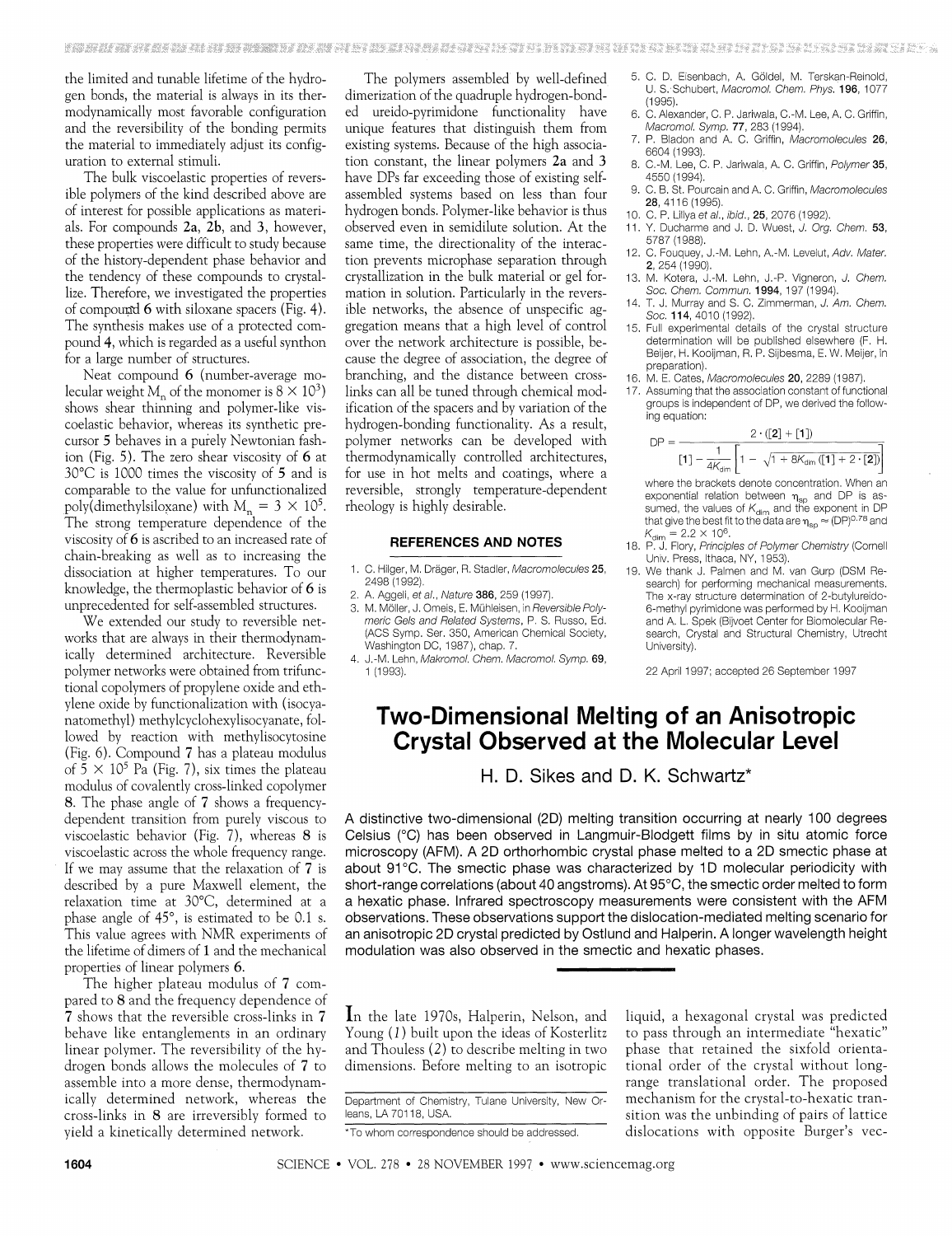the limited and tunable lifetime of the hydrogen bonds, the material is always in its thermodynamically most favorable configuration and the reversibility of the bonding permits the material to immediately adjust its configuration to external stimuli.

The bulk viscoelastic properties of reversible polymers of the kind described above are of interest for possible applications as materials. For compounds **2a**, **2b**, and **3**, however, these properties were difficult to study because of the history-dependent phase behavior and the tendency of these compounds to crystallize. Therefore, we investigated the properties of compound **6** with siloxane spacers (Fig. 4). The synthesis makes use of a protected compound **4**, which is regarded as a useful synthon for a large number of structures.

Neat compound **6** (number-average molecular weight $M_n$ of the monomer is $8 \times 10^3$) shows shear thinning and polymer-like viscoelastic behavior, whereas its synthetic precursor **5** behaves in a purely Newtonian fashion (Fig. 5). The zero shear viscosity of **6** at 30°C is 1000 times the viscosity of **5** and is comparable to the value for unfunctionalized poly(dimethylsiloxane) with $M_n = 3 \times 10^5$. The strong temperature dependence of the viscosity of **6** is ascribed to an increased rate of chain-breaking as well as to increasing the dissociation at higher temperatures. To our knowledge, the thermoplastic behavior of **6** is unprecedented for self-assembled structures.

We extended our study to reversible networks that are always in their thermodynamically determined architecture. Reversible polymer networks were obtained from trifunctional copolymers of propylene oxide and ethylene oxide by functionalization with (isocyanatomethyl) methylcyclohexylisocyanate, followed by reaction with methylisocytosine (Fig. 6). Compound **7** has a plateau modulus of $5 \times 10^5$ Pa (Fig. 7), six times the plateau modulus of covalently cross-linked copolymer **8**. The phase angle of **7** shows a frequency-dependent transition from purely viscous to viscoelastic behavior (Fig. 7), whereas **8** is viscoelastic across the whole frequency range. If we may assume that the relaxation of **7** is described by a pure Maxwell element, the relaxation time at 30°C, determined at a phase angle of 45°, is estimated to be 0.1 s. This value agrees with NMR experiments of the lifetime of dimers of **1** and the mechanical properties of linear polymers **6**.

The higher plateau modulus of **7** compared to **8** and the frequency dependence of **7** shows that the reversible cross-links in **7** behave like entanglements in an ordinary linear polymer. The reversibility of the hydrogen bonds allows the molecules of **7** to assemble into a more dense, thermodynamically determined network, whereas the cross-links in **8** are irreversibly formed to yield a kinetically determined network.

The polymers assembled by well-defined dimerization of the quadruple hydrogen-bonded ureido-pyrimidone functionality have unique features that distinguish them from existing systems. Because of the high association constant, the linear polymers **2a** and **3** have DPs far exceeding those of existing self-assembled systems based on less than four hydrogen bonds. Polymer-like behavior is thus observed even in semidilute solution. At the same time, the directionality of the interaction prevents microphase separation through crystallization in the bulk material or gel formation in solution. Particularly in the reversible networks, the absence of unspecific aggregation means that a high level of control over the network architecture is possible, because the degree of association, the degree of branching, and the distance between cross-links can all be tuned through chemical modification of the spacers and by variation of the hydrogen-bonding functionality. As a result, polymer networks can be developed with thermodynamically controlled architectures, for use in hot melts and coatings, where a reversible, strongly temperature-dependent rheology is highly desirable.

### REFERENCES AND NOTES

1. C. Hilger, M. Dräger, R. Stadler, *Macromolecules* **25**, 2498 (1992).
2. A. Aggeli, *et al.*, *Nature* **386**, 259 (1997).
3. M. Möller, J. Omeis, E. Mühleisen, in *Reversible Polymeric Gels and Related Systems*, P. S. Russo, Ed. (ACS Symp. Ser. 350, American Chemical Society, Washington DC, 1987), chap. 7.
4. J.-M. Lehn, *Makromol. Chem. Macromol. Symp.* **69**, 1 (1993).
5. C. D. Eisenbach, A. Göldel, M. Terskan-Reinold, U. S. Schubert, *Macromol. Chem. Phys.* **196**, 1077 (1995).
6. C. Alexander, C. P. Jariwala, C.-M. Lee, A. C. Griffin, *Macromol. Symp.* **77**, 283 (1994).
7. P. Bladon and A. C. Griffin, *Macromolecules* **26**, 6604 (1993).
8. C.-M. Lee, C. P. Jariwala, A. C. Griffin, *Polymer* **35**, 4550 (1994).
9. C. B. St. Pourcain and A. C. Griffin, *Macromolecules* **28**, 4116 (1995).
10. C. P. Lillya *et al.*, *ibid.*, **25**, 2076 (1992).
11. Y. Ducharme and J. D. Wuest, *J. Org. Chem.* **53**, 5787 (1988).
12. C. Fouquey, J.-M. Lehn, A.-M. Levelut, *Adv. Mater.* **2**, 254 (1990).
13. M. Kotera, J.-M. Lehn, J.-P. Vigneron, *J. Chem. Soc. Chem. Commun.* **1994**, 197 (1994).
14. T. J. Murray and S. C. Zimmerman, *J. Am. Chem. Soc.* **114**, 4010 (1992).
15. Full experimental details of the crystal structure determination will be published elsewhere (F. H. Beijer, H. Kooijman, R. P. Sijbesma, E. W. Meijer, in preparation).
16. M. E. Cates, *Macromolecules* **20**, 2289 (1987).
17. Assuming that the association constant of functional groups is independent of DP, we derived the following equation:

$$DP = \frac{2 \cdot ([2] + [1])}{[1] - \frac{1}{4K_{dim}}\left[1 - \sqrt{1 + 8K_{dim}([1] + 2 \cdot [2])}\right]}$$

where the brackets denote concentration. When an exponential relation between $\eta_{sp}$ and DP is assumed, the values of $K_{dim}$ and the exponent in DP that give the best fit to the data are $\eta_{sp} \approx (DP)^{0.78}$ and $K_{dim} = 2.2 \times 10^6$.

18. P. J. Flory, *Principles of Polymer Chemistry* (Cornell Univ. Press, Ithaca, NY, 1953).
19. We thank J. Palmen and M. van Gurp (DSM Research) for performing mechanical measurements. The x-ray structure determination of 2-butylureido-6-methyl pyrimidone was performed by H. Kooijman and A. L. Spek (Bijvoet Center for Biomolecular Research, Crystal and Structural Chemistry, Utrecht University).

22 April 1997; accepted 26 September 1997

# Two-Dimensional Melting of an Anisotropic Crystal Observed at the Molecular Level

H. D. Sikes and D. K. Schwartz*

**A distinctive two-dimensional (2D) melting transition occurring at nearly 100 degrees Celsius (°C) has been observed in Langmuir-Blodgett films by in situ atomic force microscopy (AFM). A 2D orthorhombic crystal phase melted to a 2D smectic phase at about 91°C. The smectic phase was characterized by 1D molecular periodicity with short-range correlations (about 40 angstroms). At 95°C, the smectic order melted to form a hexatic phase. Infrared spectroscopy measurements were consistent with the AFM observations. These observations support the dislocation-mediated melting scenario for an anisotropic 2D crystal predicted by Ostlund and Halperin. A longer wavelength height modulation was also observed in the smectic and hexatic phases.**

In the late 1970s, Halperin, Nelson, and Young (*1*) built upon the ideas of Kosterlitz and Thouless (*2*) to describe melting in two dimensions. Before melting to an isotropic liquid, a hexagonal crystal was predicted to pass through an intermediate "hexatic" phase that retained the sixfold orientational order of the crystal without long-range translational order. The proposed mechanism for the crystal-to-hexatic transition was the unbinding of pairs of lattice dislocations with opposite Burger's vec-

Department of Chemistry, Tulane University, New Orleans, LA 70118, USA.

*To whom correspondence should be addressed.